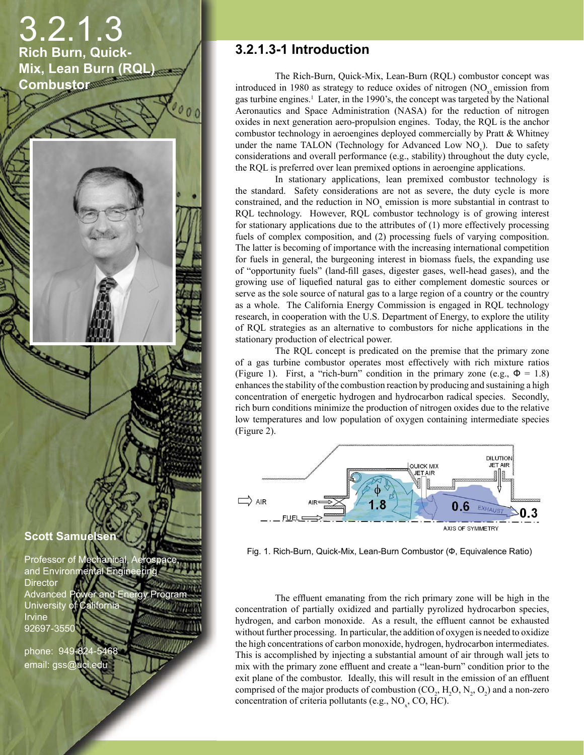# 3.2.1.3 Rich Burn, Quick-Mix, Lean Burn (RQL) Combustor

**Scott Samuelsen**

Professor of Mechanical, Aerospace, and Environmental Engineering
Director
Advanced Power and Energy Program
University of California
Irvine
92697-3550

phone: 949-824-5468
email: gss@uci.edu

## 3.2.1.3-1 Introduction

The Rich-Burn, Quick-Mix, Lean-Burn (RQL) combustor concept was introduced in 1980 as strategy to reduce oxides of nitrogen ($NO_x$) emission from gas turbine engines.[1] Later, in the 1990's, the concept was targeted by the National Aeronautics and Space Administration (NASA) for the reduction of nitrogen oxides in next generation aero-propulsion engines. Today, the RQL is the anchor combustor technology in aeroengines deployed commercially by Pratt & Whitney under the name TALON (Technology for Advanced Low $NO_x$). Due to safety considerations and overall performance (e.g., stability) throughout the duty cycle, the RQL is preferred over lean premixed options in aeroengine applications.

In stationary applications, lean premixed combustor technology is the standard. Safety considerations are not as severe, the duty cycle is more constrained, and the reduction in $NO_x$ emission is more substantial in contrast to RQL technology. However, RQL combustor technology is of growing interest for stationary applications due to the attributes of (1) more effectively processing fuels of complex composition, and (2) processing fuels of varying composition. The latter is becoming of importance with the increasing international competition for fuels in general, the burgeoning interest in biomass fuels, the expanding use of "opportunity fuels" (land-fill gases, digester gases, well-head gases), and the growing use of liquefied natural gas to either complement domestic sources or serve as the sole source of natural gas to a large region of a country or the country as a whole. The California Energy Commission is engaged in RQL technology research, in cooperation with the U.S. Department of Energy, to explore the utility of RQL strategies as an alternative to combustors for niche applications in the stationary production of electrical power.

The RQL concept is predicated on the premise that the primary zone of a gas turbine combustor operates most effectively with rich mixture ratios (Figure 1). First, a "rich-burn" condition in the primary zone (e.g., $\Phi = 1.8$) enhances the stability of the combustion reaction by producing and sustaining a high concentration of energetic hydrogen and hydrocarbon radical species. Secondly, rich burn conditions minimize the production of nitrogen oxides due to the relative low temperatures and low population of oxygen containing intermediate species (Figure 2).

Fig. 1. Rich-Burn, Quick-Mix, Lean-Burn Combustor (Φ, Equivalence Ratio)

The effluent emanating from the rich primary zone will be high in the concentration of partially oxidized and partially pyrolized hydrocarbon species, hydrogen, and carbon monoxide. As a result, the effluent cannot be exhausted without further processing. In particular, the addition of oxygen is needed to oxidize the high concentrations of carbon monoxide, hydrogen, hydrocarbon intermediates. This is accomplished by injecting a substantial amount of air through wall jets to mix with the primary zone effluent and create a "lean-burn" condition prior to the exit plane of the combustor. Ideally, this will result in the emission of an effluent comprised of the major products of combustion ($CO_2$, $H_2O$, $N_2$, $O_2$) and a non-zero concentration of criteria pollutants (e.g., $NO_x$, CO, HC).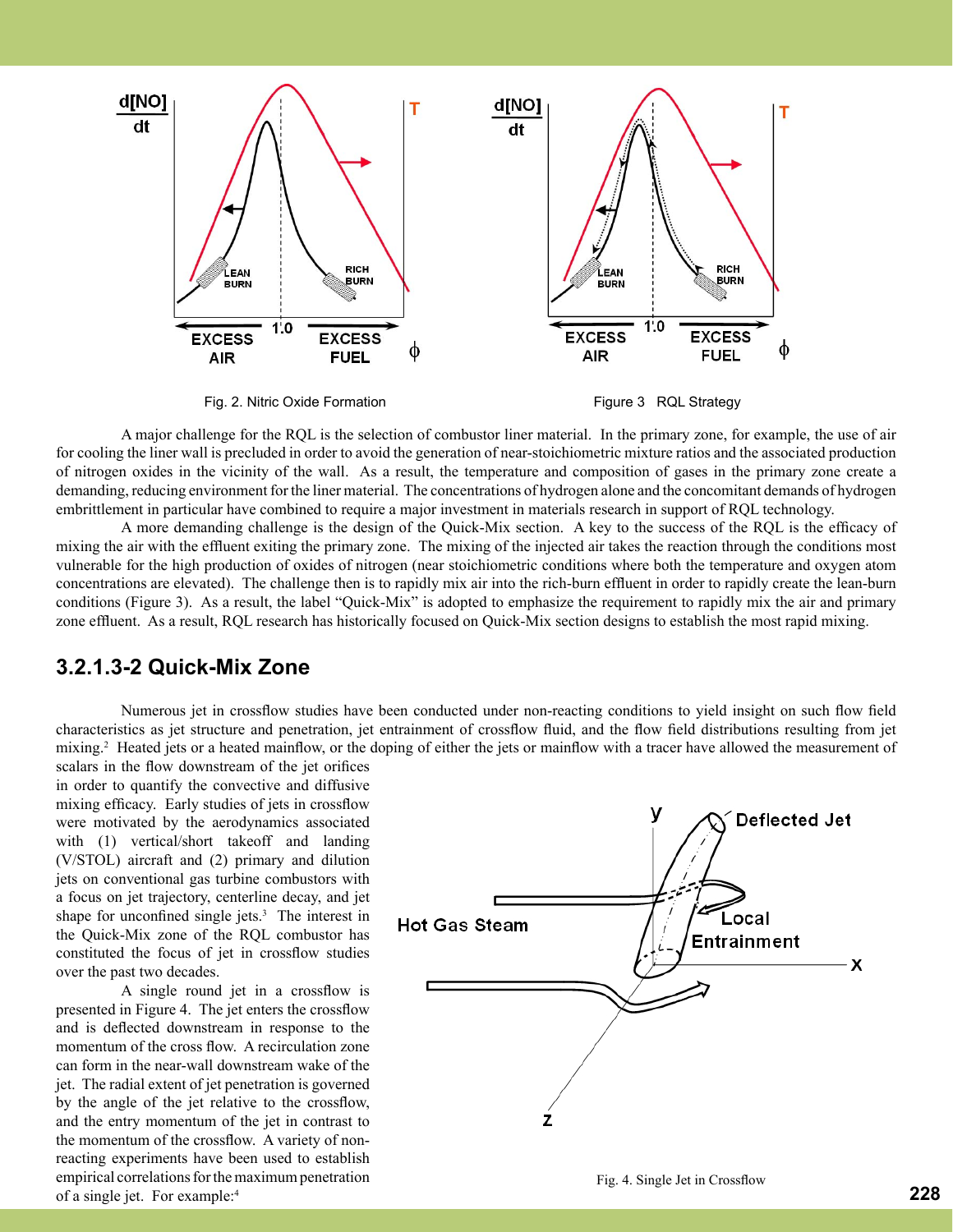Fig. 2. Nitric Oxide Formation

Figure 3 RQL Strategy

A major challenge for the RQL is the selection of combustor liner material. In the primary zone, for example, the use of air for cooling the liner wall is precluded in order to avoid the generation of near-stoichiometric mixture ratios and the associated production of nitrogen oxides in the vicinity of the wall. As a result, the temperature and composition of gases in the primary zone create a demanding, reducing environment for the liner material. The concentrations of hydrogen alone and the concomitant demands of hydrogen embrittlement in particular have combined to require a major investment in materials research in support of RQL technology.

A more demanding challenge is the design of the Quick-Mix section. A key to the success of the RQL is the efficacy of mixing the air with the effluent exiting the primary zone. The mixing of the injected air takes the reaction through the conditions most vulnerable for the high production of oxides of nitrogen (near stoichiometric conditions where both the temperature and oxygen atom concentrations are elevated). The challenge then is to rapidly mix air into the rich-burn effluent in order to rapidly create the lean-burn conditions (Figure 3). As a result, the label "Quick-Mix" is adopted to emphasize the requirement to rapidly mix the air and primary zone effluent. As a result, RQL research has historically focused on Quick-Mix section designs to establish the most rapid mixing.

## 3.2.1.3-2 Quick-Mix Zone

Numerous jet in crossflow studies have been conducted under non-reacting conditions to yield insight on such flow field characteristics as jet structure and penetration, jet entrainment of crossflow fluid, and the flow field distributions resulting from jet mixing.[2] Heated jets or a heated mainflow, or the doping of either the jets or mainflow with a tracer have allowed the measurement of scalars in the flow downstream of the jet orifices in order to quantify the convective and diffusive mixing efficacy. Early studies of jets in crossflow were motivated by the aerodynamics associated with (1) vertical/short takeoff and landing (V/STOL) aircraft and (2) primary and dilution jets on conventional gas turbine combustors with a focus on jet trajectory, centerline decay, and jet shape for unconfined single jets.[3] The interest in the Quick-Mix zone of the RQL combustor has constituted the focus of jet in crossflow studies over the past two decades.

A single round jet in a crossflow is presented in Figure 4. The jet enters the crossflow and is deflected downstream in response to the momentum of the cross flow. A recirculation zone can form in the near-wall downstream wake of the jet. The radial extent of jet penetration is governed by the angle of the jet relative to the crossflow, and the entry momentum of the jet in contrast to the momentum of the crossflow. A variety of non-reacting experiments have been used to establish empirical correlations for the maximum penetration of a single jet. For example:[4]

Fig. 4. Single Jet in Crossflow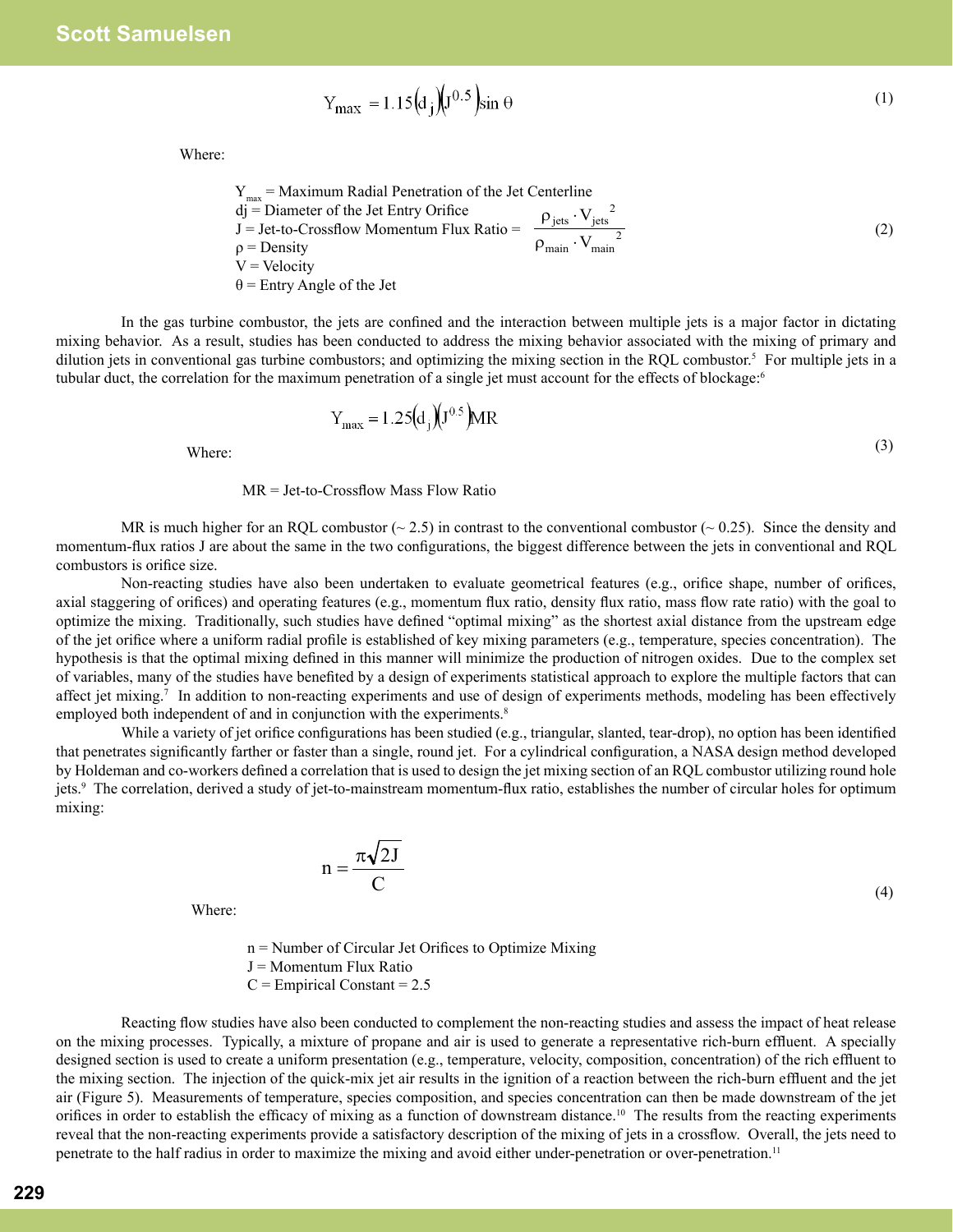$$Y_{max} = 1.15\left(d_j\right)\left(J^{0.5}\right)\sin\theta \tag{1}$$

Where:

$Y_{max}$ = Maximum Radial Penetration of the Jet Centerline
dj = Diameter of the Jet Entry Orifice
J = Jet-to-Crossflow Momentum Flux Ratio = $\dfrac{\rho_{jets} \cdot V_{jets}^{\;2}}{\rho_{main} \cdot V_{main}^{\;2}}$ (2)
ρ = Density
V = Velocity
θ = Entry Angle of the Jet

In the gas turbine combustor, the jets are confined and the interaction between multiple jets is a major factor in dictating mixing behavior. As a result, studies has been conducted to address the mixing behavior associated with the mixing of primary and dilution jets in conventional gas turbine combustors; and optimizing the mixing section in the RQL combustor.[5] For multiple jets in a tubular duct, the correlation for the maximum penetration of a single jet must account for the effects of blockage:[6]

$$Y_{max} = 1.25\left(d_j\right)\left(J^{0.5}\right)MR \tag{3}$$

Where:

MR = Jet-to-Crossflow Mass Flow Ratio

MR is much higher for an RQL combustor (~ 2.5) in contrast to the conventional combustor (~ 0.25). Since the density and momentum-flux ratios J are about the same in the two configurations, the biggest difference between the jets in conventional and RQL combustors is orifice size.

Non-reacting studies have also been undertaken to evaluate geometrical features (e.g., orifice shape, number of orifices, axial staggering of orifices) and operating features (e.g., momentum flux ratio, density flux ratio, mass flow rate ratio) with the goal to optimize the mixing. Traditionally, such studies have defined "optimal mixing" as the shortest axial distance from the upstream edge of the jet orifice where a uniform radial profile is established of key mixing parameters (e.g., temperature, species concentration). The hypothesis is that the optimal mixing defined in this manner will minimize the production of nitrogen oxides. Due to the complex set of variables, many of the studies have benefited by a design of experiments statistical approach to explore the multiple factors that can affect jet mixing.[7] In addition to non-reacting experiments and use of design of experiments methods, modeling has been effectively employed both independent of and in conjunction with the experiments.[8]

While a variety of jet orifice configurations has been studied (e.g., triangular, slanted, tear-drop), no option has been identified that penetrates significantly farther or faster than a single, round jet. For a cylindrical configuration, a NASA design method developed by Holdeman and co-workers defined a correlation that is used to design the jet mixing section of an RQL combustor utilizing round hole jets.[9] The correlation, derived a study of jet-to-mainstream momentum-flux ratio, establishes the number of circular holes for optimum mixing:

$$n = \frac{\pi\sqrt{2J}}{C} \tag{4}$$

Where:

n = Number of Circular Jet Orifices to Optimize Mixing
J = Momentum Flux Ratio
C = Empirical Constant = 2.5

Reacting flow studies have also been conducted to complement the non-reacting studies and assess the impact of heat release on the mixing processes. Typically, a mixture of propane and air is used to generate a representative rich-burn effluent. A specially designed section is used to create a uniform presentation (e.g., temperature, velocity, composition, concentration) of the rich effluent to the mixing section. The injection of the quick-mix jet air results in the ignition of a reaction between the rich-burn effluent and the jet air (Figure 5). Measurements of temperature, species composition, and species concentration can then be made downstream of the jet orifices in order to establish the efficacy of mixing as a function of downstream distance.[10] The results from the reacting experiments reveal that the non-reacting experiments provide a satisfactory description of the mixing of jets in a crossflow. Overall, the jets need to penetrate to the half radius in order to maximize the mixing and avoid either under-penetration or over-penetration.[11]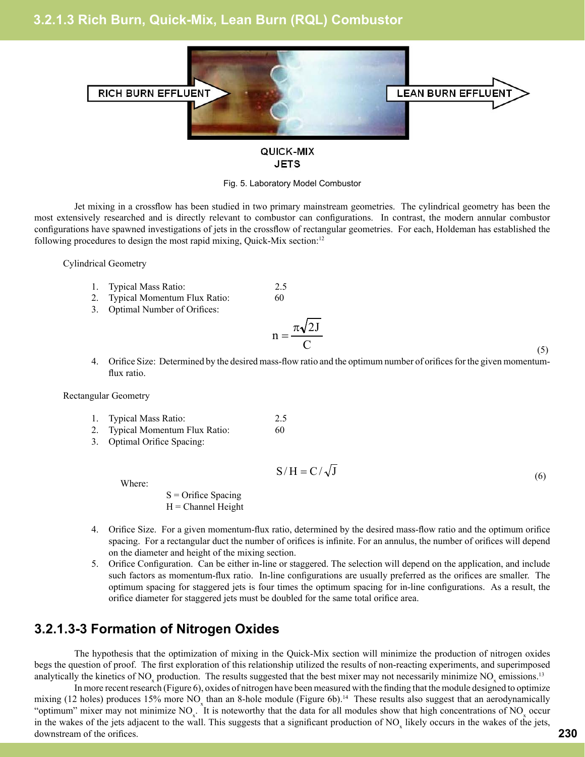# 3.2.1.3 Rich Burn, Quick-Mix, Lean Burn (RQL) Combustor

RICH BURN EFFLUENT

LEAN BURN EFFLUENT

QUICK-MIX JETS

Fig. 5. Laboratory Model Combustor

Jet mixing in a crossflow has been studied in two primary mainstream geometries. The cylindrical geometry has been the most extensively researched and is directly relevant to combustor can configurations. In contrast, the modern annular combustor configurations have spawned investigations of jets in the crossflow of rectangular geometries. For each, Holdeman has established the following procedures to design the most rapid mixing, Quick-Mix section:[12]

Cylindrical Geometry

1. Typical Mass Ratio: 2.5
2. Typical Momentum Flux Ratio: 60
3. Optimal Number of Orifices:

$$n = \frac{\pi\sqrt{2J}}{C} \tag{5}$$

4. Orifice Size: Determined by the desired mass-flow ratio and the optimum number of orifices for the given momentum-flux ratio.

Rectangular Geometry

1. Typical Mass Ratio: 2.5
2. Typical Momentum Flux Ratio: 60
3. Optimal Orifice Spacing:

$$S/H = C/\sqrt{J} \tag{6}$$

Where:

S = Orifice Spacing
H = Channel Height

4. Orifice Size. For a given momentum-flux ratio, determined by the desired mass-flow ratio and the optimum orifice spacing. For a rectangular duct the number of orifices is infinite. For an annulus, the number of orifices will depend on the diameter and height of the mixing section.
5. Orifice Configuration. Can be either in-line or staggered. The selection will depend on the application, and include such factors as momentum-flux ratio. In-line configurations are usually preferred as the orifices are smaller. The optimum spacing for staggered jets is four times the optimum spacing for in-line configurations. As a result, the orifice diameter for staggered jets must be doubled for the same total orifice area.

## 3.2.1.3-3 Formation of Nitrogen Oxides

The hypothesis that the optimization of mixing in the Quick-Mix section will minimize the production of nitrogen oxides begs the question of proof. The first exploration of this relationship utilized the results of non-reacting experiments, and superimposed analytically the kinetics of $NO_x$ production. The results suggested that the best mixer may not necessarily minimize $NO_x$ emissions.[13]

In more recent research (Figure 6), oxides of nitrogen have been measured with the finding that the module designed to optimize mixing (12 holes) produces 15% more $NO_x$ than an 8-hole module (Figure 6b).[14] These results also suggest that an aerodynamically "optimum" mixer may not minimize $NO_x$. It is noteworthy that the data for all modules show that high concentrations of $NO_x$ occur in the wakes of the jets adjacent to the wall. This suggests that a significant production of $NO_x$ likely occurs in the wakes of the jets, downstream of the orifices.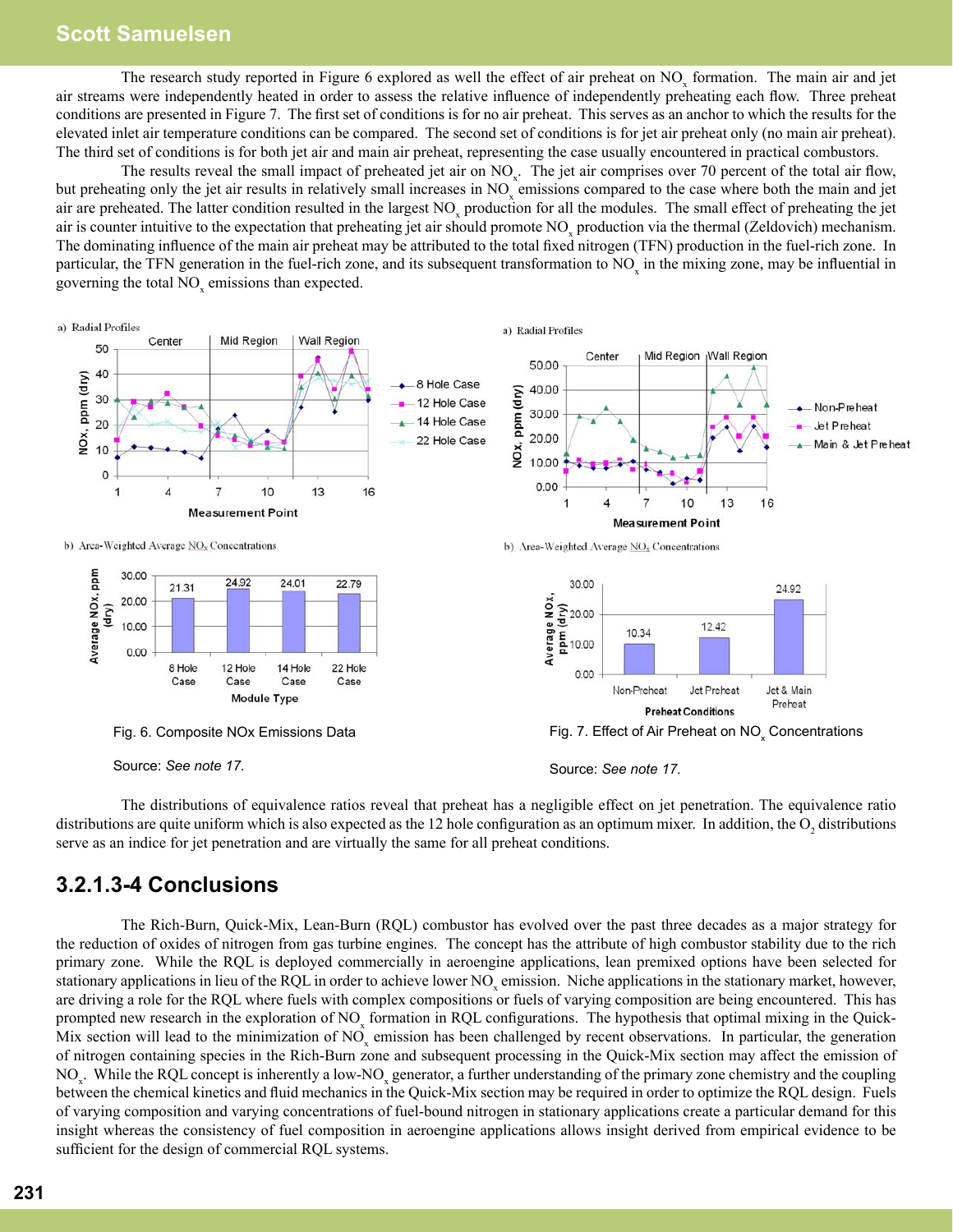The research study reported in Figure 6 explored as well the effect of air preheat on $NO_x$ formation. The main air and jet air streams were independently heated in order to assess the relative influence of independently preheating each flow. Three preheat conditions are presented in Figure 7. The first set of conditions is for no air preheat. This serves as an anchor to which the results for the elevated inlet air temperature conditions can be compared. The second set of conditions is for jet air preheat only (no main air preheat). The third set of conditions is for both jet air and main air preheat, representing the case usually encountered in practical combustors.

The results reveal the small impact of preheated jet air on $NO_x$. The jet air comprises over 70 percent of the total air flow, but preheating only the jet air results in relatively small increases in $NO_x$ emissions compared to the case where both the main and jet air are preheated. The latter condition resulted in the largest $NO_x$ production for all the modules. The small effect of preheating the jet air is counter intuitive to the expectation that preheating jet air should promote $NO_x$ production via the thermal (Zeldovich) mechanism. The dominating influence of the main air preheat may be attributed to the total fixed nitrogen (TFN) production in the fuel-rich zone. In particular, the TFN generation in the fuel-rich zone, and its subsequent transformation to $NO_x$ in the mixing zone, may be influential in governing the total $NO_x$ emissions than expected.

Fig. 6. Composite NOx Emissions Data

Source: *See note 17.*

Fig. 7. Effect of Air Preheat on $NO_x$ Concentrations

Source: *See note 17.*

The distributions of equivalence ratios reveal that preheat has a negligible effect on jet penetration. The equivalence ratio distributions are quite uniform which is also expected as the 12 hole configuration as an optimum mixer. In addition, the $O_2$ distributions serve as an indice for jet penetration and are virtually the same for all preheat conditions.

## 3.2.1.3-4 Conclusions

The Rich-Burn, Quick-Mix, Lean-Burn (RQL) combustor has evolved over the past three decades as a major strategy for the reduction of oxides of nitrogen from gas turbine engines. The concept has the attribute of high combustor stability due to the rich primary zone. While the RQL is deployed commercially in aeroengine applications, lean premixed options have been selected for stationary applications in lieu of the RQL in order to achieve lower $NO_x$ emission. Niche applications in the stationary market, however, are driving a role for the RQL where fuels with complex compositions or fuels of varying composition are being encountered. This has prompted new research in the exploration of $NO_x$ formation in RQL configurations. The hypothesis that optimal mixing in the Quick-Mix section will lead to the minimization of $NO_x$ emission has been challenged by recent observations. In particular, the generation of nitrogen containing species in the Rich-Burn zone and subsequent processing in the Quick-Mix section may affect the emission of $NO_x$. While the RQL concept is inherently a low-$NO_x$ generator, a further understanding of the primary zone chemistry and the coupling between the chemical kinetics and fluid mechanics in the Quick-Mix section may be required in order to optimize the RQL design. Fuels of varying composition and varying concentrations of fuel-bound nitrogen in stationary applications create a particular demand for this insight whereas the consistency of fuel composition in aeroengine applications allows insight derived from empirical evidence to be sufficient for the design of commercial RQL systems.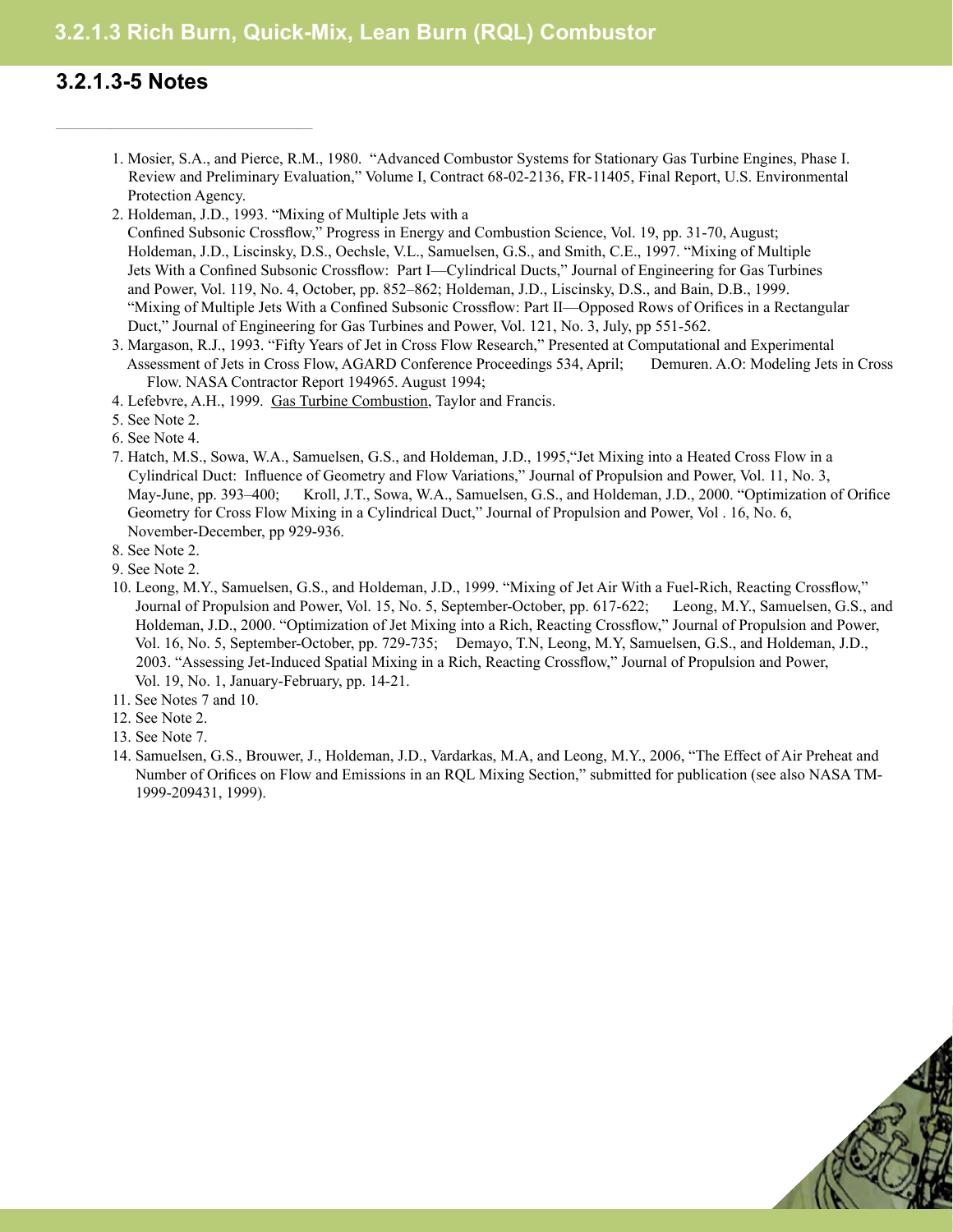## 3.2.1.3-5 Notes

1. Mosier, S.A., and Pierce, R.M., 1980. "Advanced Combustor Systems for Stationary Gas Turbine Engines, Phase I. Review and Preliminary Evaluation," Volume I, Contract 68-02-2136, FR-11405, Final Report, U.S. Environmental Protection Agency.
2. Holdeman, J.D., 1993. "Mixing of Multiple Jets with a Confined Subsonic Crossflow," Progress in Energy and Combustion Science, Vol. 19, pp. 31-70, August; Holdeman, J.D., Liscinsky, D.S., Oechsle, V.L., Samuelsen, G.S., and Smith, C.E., 1997. "Mixing of Multiple Jets With a Confined Subsonic Crossflow: Part I—Cylindrical Ducts," Journal of Engineering for Gas Turbines and Power, Vol. 119, No. 4, October, pp. 852–862; Holdeman, J.D., Liscinsky, D.S., and Bain, D.B., 1999. "Mixing of Multiple Jets With a Confined Subsonic Crossflow: Part II—Opposed Rows of Orifices in a Rectangular Duct," Journal of Engineering for Gas Turbines and Power, Vol. 121, No. 3, July, pp 551-562.
3. Margason, R.J., 1993. "Fifty Years of Jet in Cross Flow Research," Presented at Computational and Experimental Assessment of Jets in Cross Flow, AGARD Conference Proceedings 534, April; Demuren. A.O: Modeling Jets in Cross Flow. NASA Contractor Report 194965. August 1994;
4. Lefebvre, A.H., 1999. Gas Turbine Combustion, Taylor and Francis.
5. See Note 2.
6. See Note 4.
7. Hatch, M.S., Sowa, W.A., Samuelsen, G.S., and Holdeman, J.D., 1995,"Jet Mixing into a Heated Cross Flow in a Cylindrical Duct: Influence of Geometry and Flow Variations," Journal of Propulsion and Power, Vol. 11, No. 3, May-June, pp. 393–400; Kroll, J.T., Sowa, W.A., Samuelsen, G.S., and Holdeman, J.D., 2000. "Optimization of Orifice Geometry for Cross Flow Mixing in a Cylindrical Duct," Journal of Propulsion and Power, Vol . 16, No. 6, November-December, pp 929-936.
8. See Note 2.
9. See Note 2.
10. Leong, M.Y., Samuelsen, G.S., and Holdeman, J.D., 1999. "Mixing of Jet Air With a Fuel-Rich, Reacting Crossflow," Journal of Propulsion and Power, Vol. 15, No. 5, September-October, pp. 617-622; Leong, M.Y., Samuelsen, G.S., and Holdeman, J.D., 2000. "Optimization of Jet Mixing into a Rich, Reacting Crossflow," Journal of Propulsion and Power, Vol. 16, No. 5, September-October, pp. 729-735; Demayo, T.N, Leong, M.Y, Samuelsen, G.S., and Holdeman, J.D., 2003. "Assessing Jet-Induced Spatial Mixing in a Rich, Reacting Crossflow," Journal of Propulsion and Power, Vol. 19, No. 1, January-February, pp. 14-21.
11. See Notes 7 and 10.
12. See Note 2.
13. See Note 7.
14. Samuelsen, G.S., Brouwer, J., Holdeman, J.D., Vardarkas, M.A, and Leong, M.Y., 2006, "The Effect of Air Preheat and Number of Orifices on Flow and Emissions in an RQL Mixing Section," submitted for publication (see also NASA TM-1999-209431, 1999).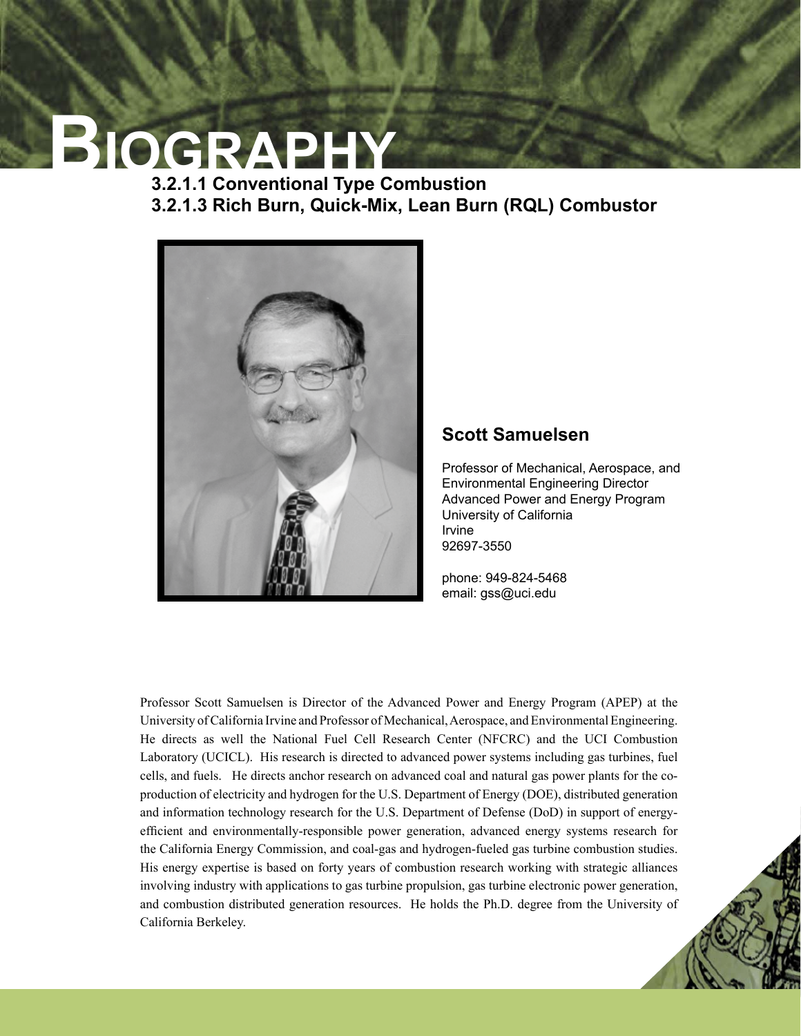# Biography

**3.2.1.1 Conventional Type Combustion**
**3.2.1.3 Rich Burn, Quick-Mix, Lean Burn (RQL) Combustor**

## Scott Samuelsen

Professor of Mechanical, Aerospace, and Environmental Engineering Director
Advanced Power and Energy Program
University of California
Irvine
92697-3550

phone: 949-824-5468
email: gss@uci.edu

Professor Scott Samuelsen is Director of the Advanced Power and Energy Program (APEP) at the University of California Irvine and Professor of Mechanical, Aerospace, and Environmental Engineering. He directs as well the National Fuel Cell Research Center (NFCRC) and the UCI Combustion Laboratory (UCICL). His research is directed to advanced power systems including gas turbines, fuel cells, and fuels. He directs anchor research on advanced coal and natural gas power plants for the co-production of electricity and hydrogen for the U.S. Department of Energy (DOE), distributed generation and information technology research for the U.S. Department of Defense (DoD) in support of energy-efficient and environmentally-responsible power generation, advanced energy systems research for the California Energy Commission, and coal-gas and hydrogen-fueled gas turbine combustion studies. His energy expertise is based on forty years of combustion research working with strategic alliances involving industry with applications to gas turbine propulsion, gas turbine electronic power generation, and combustion distributed generation resources. He holds the Ph.D. degree from the University of California Berkeley.